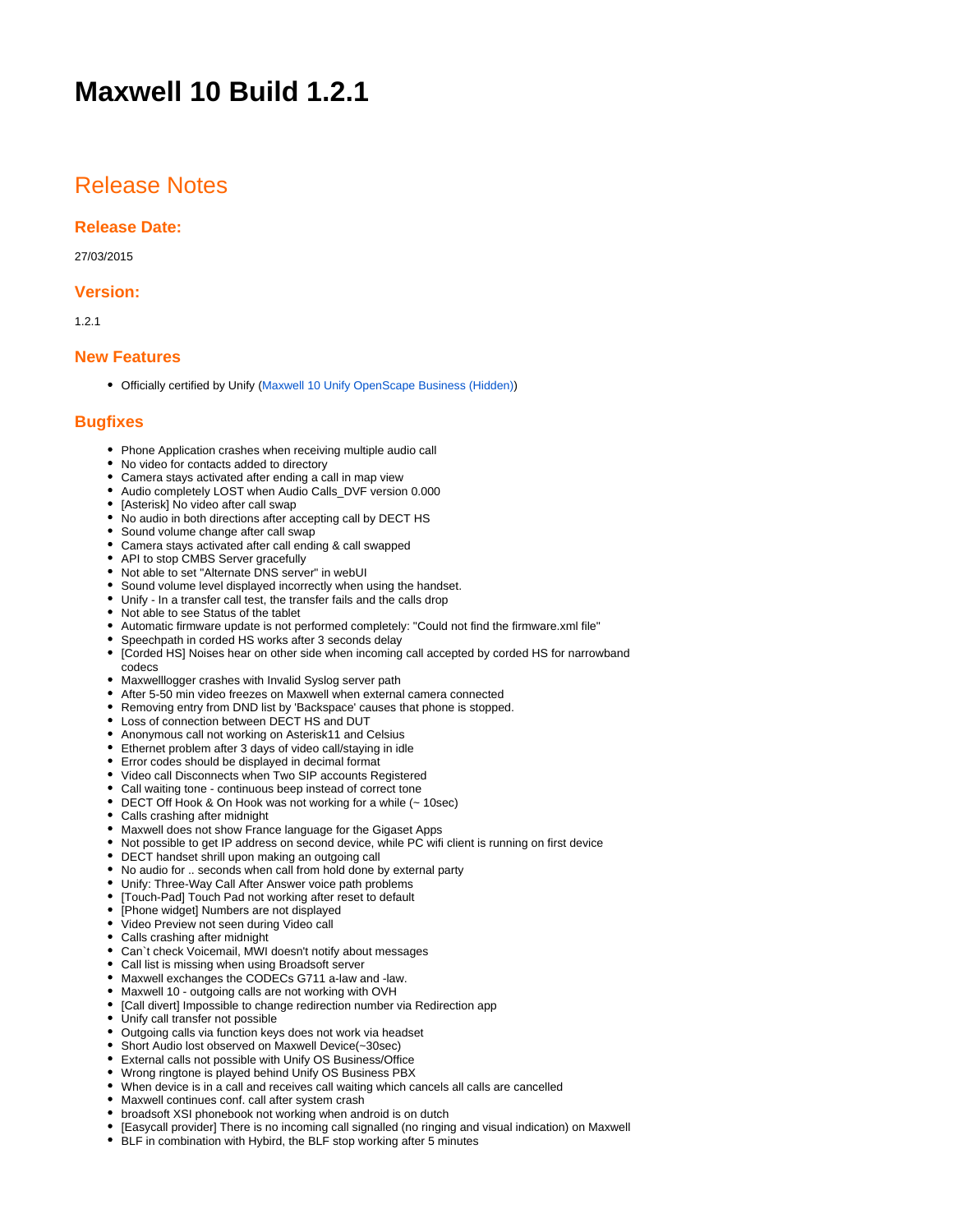# Maxwell 10 Build 1.2.1

## Release Notes

### Release Date:

27/03/2015

### Version:

1.2.1

### New Features

- Officially certified by Unify (Maxwell 10 Unify OpenScape Business (Hidden))

### Bugfixes

- Phone Application crashes when receiving multiple audio call
- No video for contacts added to directory
- Camera stays activated after ending a call in map view
- Audio completely LOST when Audio Calls_DVF version 0.000
- [Asterisk] No video after call swap
- No audio in both directions after accepting call by DECT HS
- Sound volume change after call swap
- Camera stays activated after call ending & call swapped
- API to stop CMBS Server gracefully
- Not able to set "Alternate DNS server" in webUI
- Sound volume level displayed incorrectly when using the handset.
- Unify - In a transfer call test, the transfer fails and the calls drop
- Not able to see Status of the tablet
- Automatic firmware update is not performed completely: "Could not find the firmware.xml file"
- Speechpath in corded HS works after 3 seconds delay
- [Corded HS] Noises hear on other side when incoming call accepted by corded HS for narrowband codecs
- Maxwelllogger crashes with Invalid Syslog server path
- After 5-50 min video freezes on Maxwell when external camera connected
- Removing entry from DND list by 'Backspace' causes that phone is stopped.
- Loss of connection between DECT HS and DUT
- Anonymous call not working on Asterisk11 and Celsius
- Ethernet problem after 3 days of video call/staying in idle
- Error codes should be displayed in decimal format
- Video call Disconnects when Two SIP accounts Registered
- Call waiting tone - continuous beep instead of correct tone
- DECT Off Hook & On Hook was not working for a while (~ 10sec)
- Calls crashing after midnight
- Maxwell does not show France language for the Gigaset Apps
- Not possible to get IP address on second device, while PC wifi client is running on first device
- DECT handset shrill upon making an outgoing call
- No audio for .. seconds when call from hold done by external party
- Unify: Three-Way Call After Answer voice path problems
- [Touch-Pad] Touch Pad not working after reset to default
- [Phone widget] Numbers are not displayed
- Video Preview not seen during Video call
- Calls crashing after midnight
- Can`t check Voicemail, MWI doesn't notify about messages
- Call list is missing when using Broadsoft server
- Maxwell exchanges the CODECs G711 a-law and -law.
- Maxwell 10 - outgoing calls are not working with OVH
- [Call divert] Impossible to change redirection number via Redirection app
- Unify call transfer not possible
- Outgoing calls via function keys does not work via headset
- Short Audio lost observed on Maxwell Device(~30sec)
- External calls not possible with Unify OS Business/Office
- Wrong ringtone is played behind Unify OS Business PBX
- When device is in a call and receives call waiting which cancels all calls are cancelled
- Maxwell continues conf. call after system crash
- broadsoft XSI phonebook not working when android is on dutch
- [Easycall provider] There is no incoming call signalled (no ringing and visual indication) on Maxwell
- BLF in combination with Hybird, the BLF stop working after 5 minutes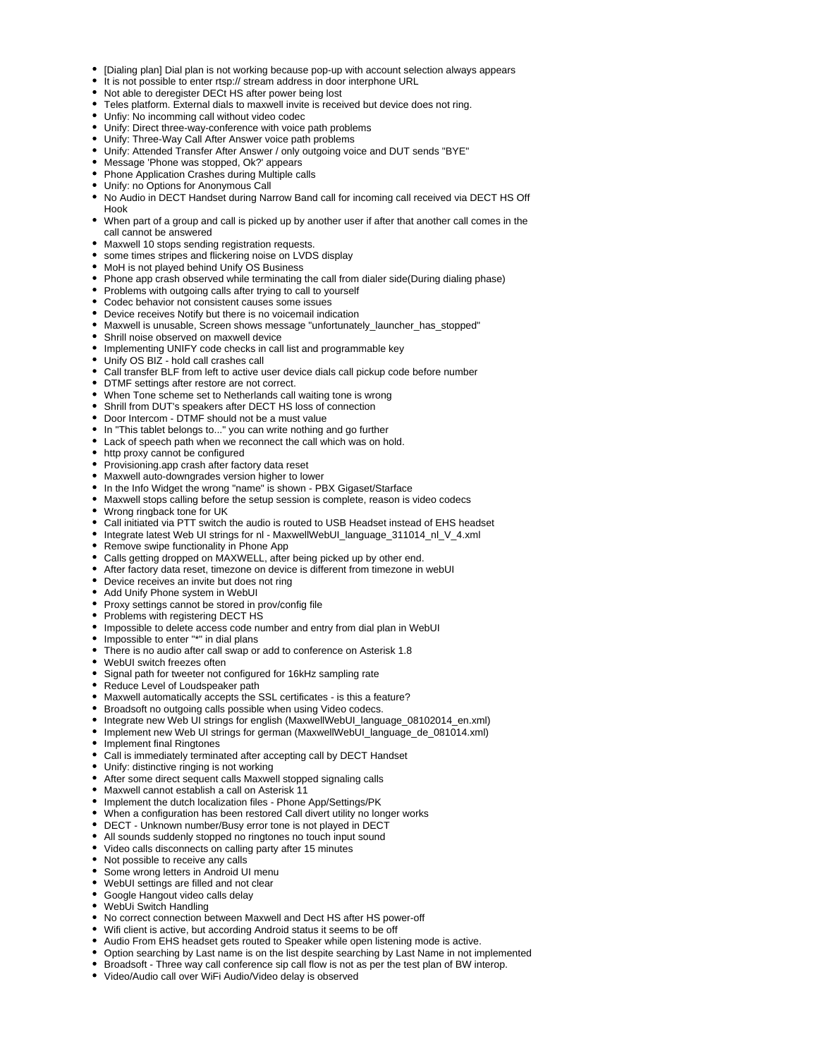- [Dialing plan] Dial plan is not working because pop-up with account selection always appears
- It is not possible to enter rtsp:// stream address in door interphone URL
- Not able to deregister DECt HS after power being lost
- Teles platform. External dials to maxwell invite is received but device does not ring.
- Unfiy: No incomming call without video codec
- Unify: Direct three-way-conference with voice path problems
- Unify: Three-Way Call After Answer voice path problems
- Unify: Attended Transfer After Answer / only outgoing voice and DUT sends "BYE"
- Message 'Phone was stopped, Ok?' appears
- Phone Application Crashes during Multiple calls
- Unify: no Options for Anonymous Call
- No Audio in DECT Handset during Narrow Band call for incoming call received via DECT HS Off Hook
- When part of a group and call is picked up by another user if after that another call comes in the call cannot be answered
- Maxwell 10 stops sending registration requests.
- some times stripes and flickering noise on LVDS display
- MoH is not played behind Unify OS Business
- Phone app crash observed while terminating the call from dialer side(During dialing phase)
- Problems with outgoing calls after trying to call to yourself
- Codec behavior not consistent causes some issues
- Device receives Notify but there is no voicemail indication
- Maxwell is unusable, Screen shows message "unfortunately_launcher_has_stopped"
- Shrill noise observed on maxwell device
- Implementing UNIFY code checks in call list and programmable key
- Unify OS BIZ - hold call crashes call
- Call transfer BLF from left to active user device dials call pickup code before number
- DTMF settings after restore are not correct.
- When Tone scheme set to Netherlands call waiting tone is wrong
- Shrill from DUT's speakers after DECT HS loss of connection
- Door Intercom - DTMF should not be a must value
- In "This tablet belongs to..." you can write nothing and go further
- Lack of speech path when we reconnect the call which was on hold.
- http proxy cannot be configured
- Provisioning.app crash after factory data reset
- Maxwell auto-downgrades version higher to lower
- In the Info Widget the wrong "name" is shown - PBX Gigaset/Starface
- Maxwell stops calling before the setup session is complete, reason is video codecs
- Wrong ringback tone for UK
- Call initiated via PTT switch the audio is routed to USB Headset instead of EHS headset
- Integrate latest Web UI strings for nl - MaxwellWebUI_language_311014_nl_V_4.xml
- Remove swipe functionality in Phone App
- Calls getting dropped on MAXWELL, after being picked up by other end.
- After factory data reset, timezone on device is different from timezone in webUI
- Device receives an invite but does not ring
- Add Unify Phone system in WebUI
- Proxy settings cannot be stored in prov/config file
- Problems with registering DECT HS
- Impossible to delete access code number and entry from dial plan in WebUI
- Impossible to enter "*" in dial plans
- There is no audio after call swap or add to conference on Asterisk 1.8
- WebUI switch freezes often
- Signal path for tweeter not configured for 16kHz sampling rate
- Reduce Level of Loudspeaker path
- Maxwell automatically accepts the SSL certificates - is this a feature?
- Broadsoft no outgoing calls possible when using Video codecs.
- Integrate new Web UI strings for english (MaxwellWebUI_language_08102014_en.xml)
- Implement new Web UI strings for german (MaxwellWebUI_language_de_081014.xml)
- Implement final Ringtones
- Call is immediately terminated after accepting call by DECT Handset
- Unify: distinctive ringing is not working
- After some direct sequent calls Maxwell stopped signaling calls
- Maxwell cannot establish a call on Asterisk 11
- Implement the dutch localization files - Phone App/Settings/PK
- When a configuration has been restored Call divert utility no longer works
- DECT - Unknown number/Busy error tone is not played in DECT
- All sounds suddenly stopped no ringtones no touch input sound
- Video calls disconnects on calling party after 15 minutes
- Not possible to receive any calls
- Some wrong letters in Android UI menu
- WebUI settings are filled and not clear
- Google Hangout video calls delay
- WebUi Switch Handling
- No correct connection between Maxwell and Dect HS after HS power-off
- Wifi client is active, but according Android status it seems to be off
- Audio From EHS headset gets routed to Speaker while open listening mode is active.
- Option searching by Last name is on the list despite searching by Last Name in not implemented
- Broadsoft - Three way call conference sip call flow is not as per the test plan of BW interop.
- Video/Audio call over WiFi Audio/Video delay is observed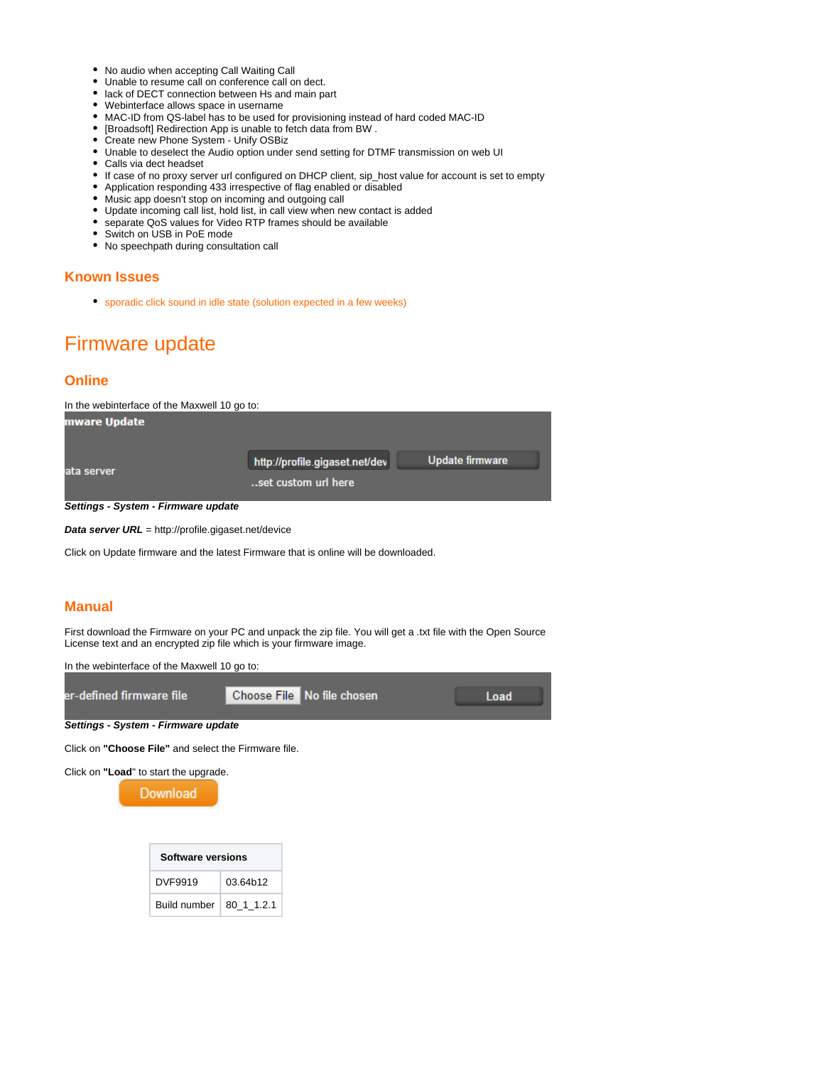- No audio when accepting Call Waiting Call
- Unable to resume call on conference call on dect.
- lack of DECT connection between Hs and main part
- Webinterface allows space in username
- MAC-ID from QS-label has to be used for provisioning instead of hard coded MAC-ID
- [Broadsoft] Redirection App is unable to fetch data from BW .
- Create new Phone System - Unify OSBiz
- Unable to deselect the Audio option under send setting for DTMF transmission on web UI
- Calls via dect headset
- If case of no proxy server url configured on DHCP client, sip_host value for account is set to empty
- Application responding 433 irrespective of flag enabled or disabled
- Music app doesn't stop on incoming and outgoing call
- Update incoming call list, hold list, in call view when new contact is added
- separate QoS values for Video RTP frames should be available
- Switch on USB in PoE mode
- No speechpath during consultation call

### Known Issues

- sporadic click sound in idle state (solution expected in a few weeks)

## Firmware update

### Online

In the webinterface of the Maxwell 10 go to:

mware Update

ata server | http://profile.gigaset.net/dev | Update firmware

..set custom url here

***Settings - System - Firmware update***

***Data server URL*** = http://profile.gigaset.net/device

Click on Update firmware and the latest Firmware that is online will be downloaded.

### Manual

First download the Firmware on your PC and unpack the zip file. You will get a .txt file with the Open Source License text and an encrypted zip file which is your firmware image.

In the webinterface of the Maxwell 10 go to:

er-defined firmware file | Choose File | No file chosen | Load

***Settings - System - Firmware update***

Click on **"Choose File"** and select the Firmware file.

Click on **"Load**" to start the upgrade.

Download

| Software versions | |
|---|---|
| DVF9919 | 03.64b12 |
| Build number | 80_1_1.2.1 |